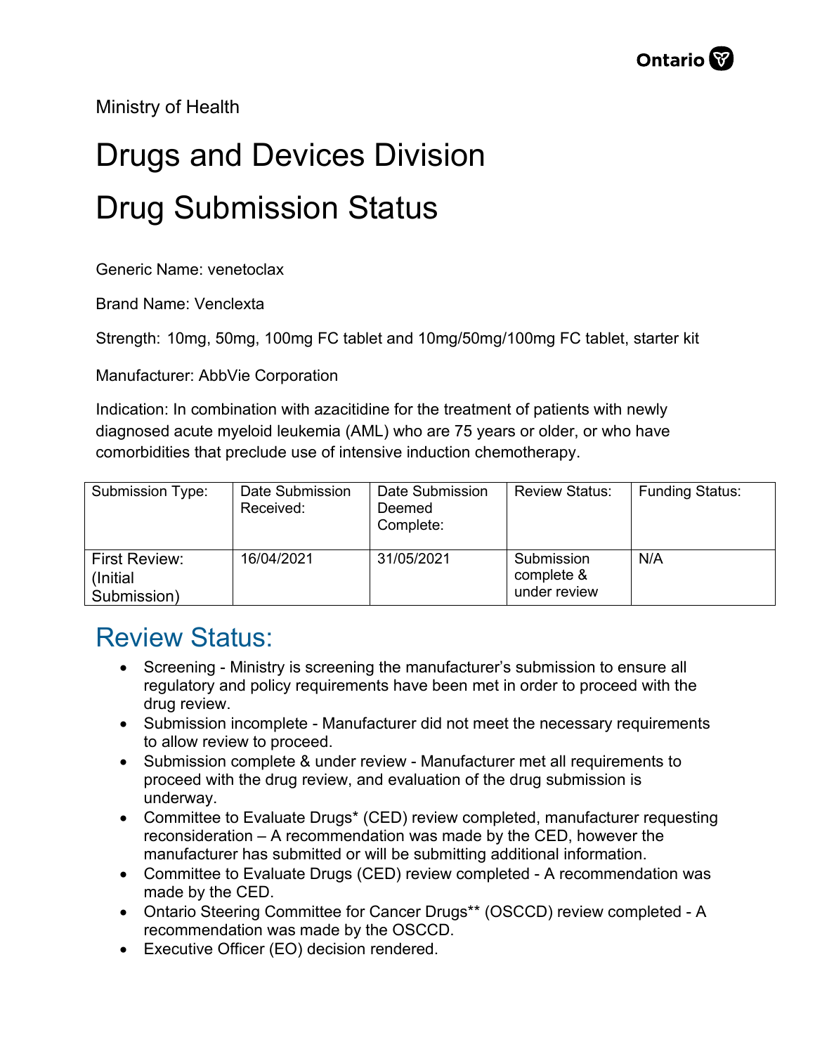Ministry of Health

# Drugs and Devices Division

# Drug Submission Status

Generic Name: venetoclax

Brand Name: Venclexta

Strength: 10mg, 50mg, 100mg FC tablet and 10mg/50mg/100mg FC tablet, starter kit

Manufacturer: AbbVie Corporation

Indication: In combination with azacitidine for the treatment of patients with newly diagnosed acute myeloid leukemia (AML) who are 75 years or older, or who have comorbidities that preclude use of intensive induction chemotherapy.

| Submission Type: | Date Submission Received: | Date Submission Deemed Complete: | Review Status: | Funding Status: |
| --- | --- | --- | --- | --- |
| First Review: (Initial Submission) | 16/04/2021 | 31/05/2021 | Submission complete & under review | N/A |

## Review Status:

- Screening - Ministry is screening the manufacturer's submission to ensure all regulatory and policy requirements have been met in order to proceed with the drug review.
- Submission incomplete - Manufacturer did not meet the necessary requirements to allow review to proceed.
- Submission complete & under review - Manufacturer met all requirements to proceed with the drug review, and evaluation of the drug submission is underway.
- Committee to Evaluate Drugs* (CED) review completed, manufacturer requesting reconsideration – A recommendation was made by the CED, however the manufacturer has submitted or will be submitting additional information.
- Committee to Evaluate Drugs (CED) review completed - A recommendation was made by the CED.
- Ontario Steering Committee for Cancer Drugs** (OSCCD) review completed - A recommendation was made by the OSCCD.
- Executive Officer (EO) decision rendered.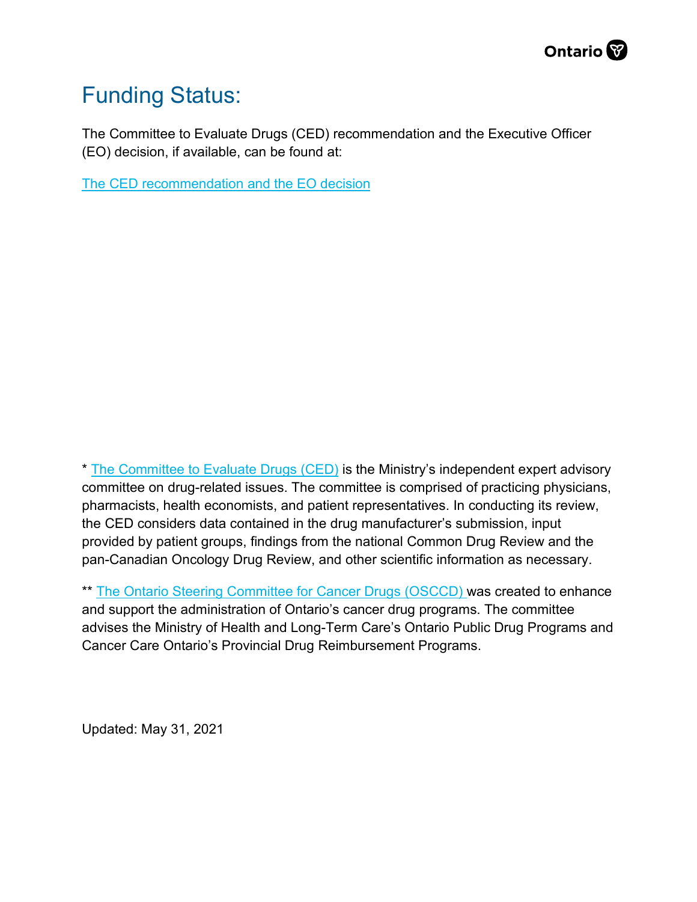# Funding Status:

The Committee to Evaluate Drugs (CED) recommendation and the Executive Officer (EO) decision, if available, can be found at:

[The CED recommendation and the EO decision]

* [The Committee to Evaluate Drugs (CED)] is the Ministry's independent expert advisory committee on drug-related issues. The committee is comprised of practicing physicians, pharmacists, health economists, and patient representatives. In conducting its review, the CED considers data contained in the drug manufacturer's submission, input provided by patient groups, findings from the national Common Drug Review and the pan-Canadian Oncology Drug Review, and other scientific information as necessary.

** [The Ontario Steering Committee for Cancer Drugs (OSCCD)] was created to enhance and support the administration of Ontario's cancer drug programs. The committee advises the Ministry of Health and Long-Term Care's Ontario Public Drug Programs and Cancer Care Ontario's Provincial Drug Reimbursement Programs.

Updated: May 31, 2021